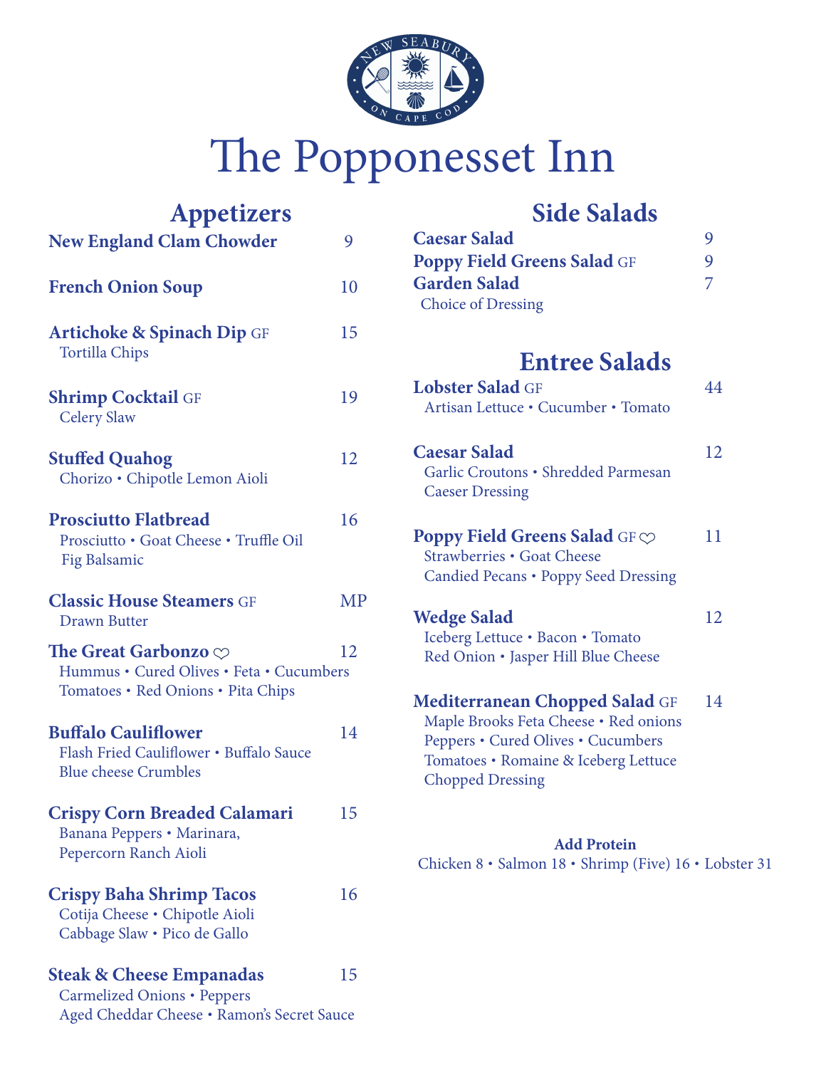# The Popponesset Inn

## Appetizers

**New England Clam Chowder** 9

**French Onion Soup** 10

**Artichoke & Spinach Dip** GF 15
Tortilla Chips

**Shrimp Cocktail** GF 19
Celery Slaw

**Stuffed Quahog** 12
Chorizo • Chipotle Lemon Aioli

**Prosciutto Flatbread** 16
Prosciutto • Goat Cheese • Truffle Oil
Fig Balsamic

**Classic House Steamers** GF MP
Drawn Butter

**The Great Garbonzo** ♡ 12
Hummus • Cured Olives • Feta • Cucumbers
Tomatoes • Red Onions • Pita Chips

**Buffalo Cauliflower** 14
Flash Fried Cauliflower • Buffalo Sauce
Blue cheese Crumbles

**Crispy Corn Breaded Calamari** 15
Banana Peppers • Marinara,
Pepercorn Ranch Aioli

**Crispy Baha Shrimp Tacos** 16
Cotija Cheese • Chipotle Aioli
Cabbage Slaw • Pico de Gallo

**Steak & Cheese Empanadas** 15
Carmelized Onions • Peppers
Aged Cheddar Cheese • Ramon's Secret Sauce

## Side Salads

**Caesar Salad** 9
**Poppy Field Greens Salad** GF 9
**Garden Salad** 7
Choice of Dressing

## Entree Salads

**Lobster Salad** GF 44
Artisan Lettuce • Cucumber • Tomato

**Caesar Salad** 12
Garlic Croutons • Shredded Parmesan
Caeser Dressing

**Poppy Field Greens Salad** GF ♡ 11
Strawberries • Goat Cheese
Candied Pecans • Poppy Seed Dressing

**Wedge Salad** 12
Iceberg Lettuce • Bacon • Tomato
Red Onion • Jasper Hill Blue Cheese

**Mediterranean Chopped Salad** GF 14
Maple Brooks Feta Cheese • Red onions
Peppers • Cured Olives • Cucumbers
Tomatoes • Romaine & Iceberg Lettuce
Chopped Dressing

**Add Protein**
Chicken 8 • Salmon 18 • Shrimp (Five) 16 • Lobster 31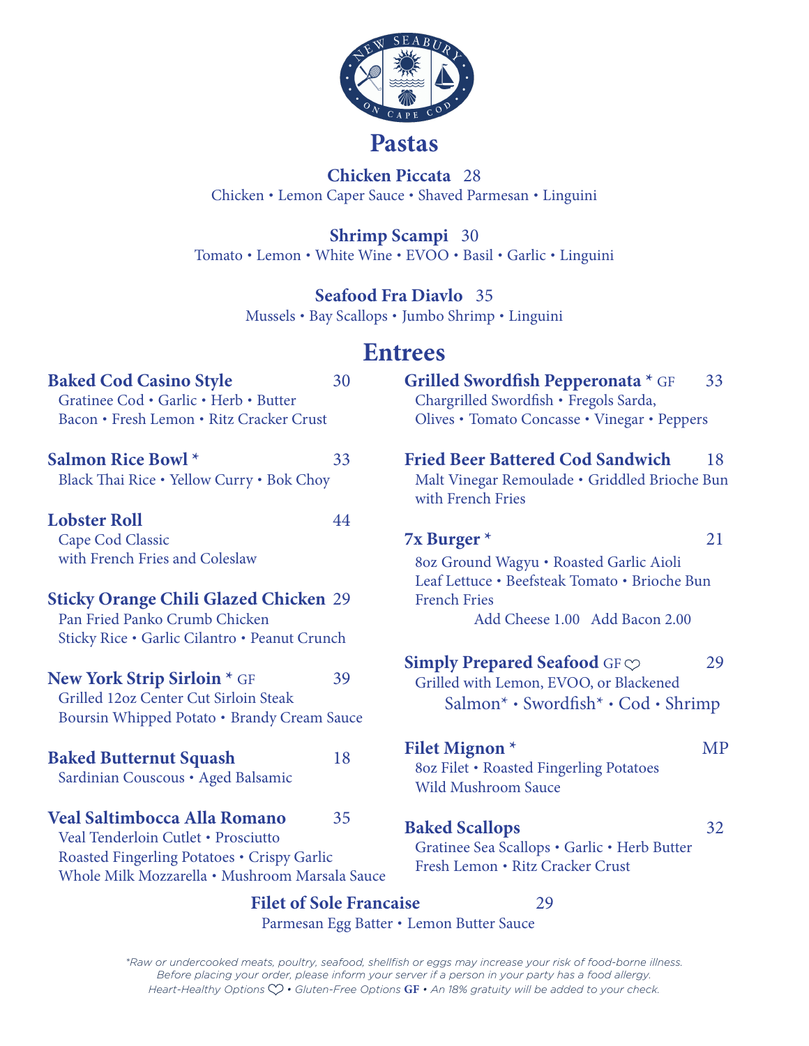## Pastas

**Chicken Piccata** 28
Chicken • Lemon Caper Sauce • Shaved Parmesan • Linguini

**Shrimp Scampi** 30
Tomato • Lemon • White Wine • EVOO • Basil • Garlic • Linguini

**Seafood Fra Diavlo** 35
Mussels • Bay Scallops • Jumbo Shrimp • Linguini

## Entrees

**Baked Cod Casino Style** 30
Gratinee Cod • Garlic • Herb • Butter
Bacon • Fresh Lemon • Ritz Cracker Crust

**Salmon Rice Bowl** * 33
Black Thai Rice • Yellow Curry • Bok Choy

**Lobster Roll** 44
Cape Cod Classic
with French Fries and Coleslaw

**Sticky Orange Chili Glazed Chicken** 29
Pan Fried Panko Crumb Chicken
Sticky Rice • Garlic Cilantro • Peanut Crunch

**New York Strip Sirloin** * GF 39
Grilled 12oz Center Cut Sirloin Steak
Boursin Whipped Potato • Brandy Cream Sauce

**Baked Butternut Squash** 18
Sardinian Couscous • Aged Balsamic

**Veal Saltimbocca Alla Romano** 35
Veal Tenderloin Cutlet • Prosciutto
Roasted Fingerling Potatoes • Crispy Garlic
Whole Milk Mozzarella • Mushroom Marsala Sauce

**Grilled Swordfish Pepperonata** * GF 33
Chargrilled Swordfish • Fregols Sarda,
Olives • Tomato Concasse • Vinegar • Peppers

**Fried Beer Battered Cod Sandwich** 18
Malt Vinegar Remoulade • Griddled Brioche Bun
with French Fries

**7x Burger** * 21
8oz Ground Wagyu • Roasted Garlic Aioli
Leaf Lettuce • Beefsteak Tomato • Brioche Bun
French Fries
Add Cheese 1.00 Add Bacon 2.00

**Simply Prepared Seafood** GF ♡ 29
Grilled with Lemon, EVOO, or Blackened
Salmon* • Swordfish* • Cod • Shrimp

**Filet Mignon** * MP
8oz Filet • Roasted Fingerling Potatoes
Wild Mushroom Sauce

**Baked Scallops** 32
Gratinee Sea Scallops • Garlic • Herb Butter
Fresh Lemon • Ritz Cracker Crust

**Filet of Sole Francaise** 29
Parmesan Egg Batter • Lemon Butter Sauce

*\*Raw or undercooked meats, poultry, seafood, shellfish or eggs may increase your risk of food-borne illness.*
*Before placing your order, please inform your server if a person in your party has a food allergy.*
*Heart-Healthy Options ♡ • Gluten-Free Options* **GF** *• An 18% gratuity will be added to your check.*